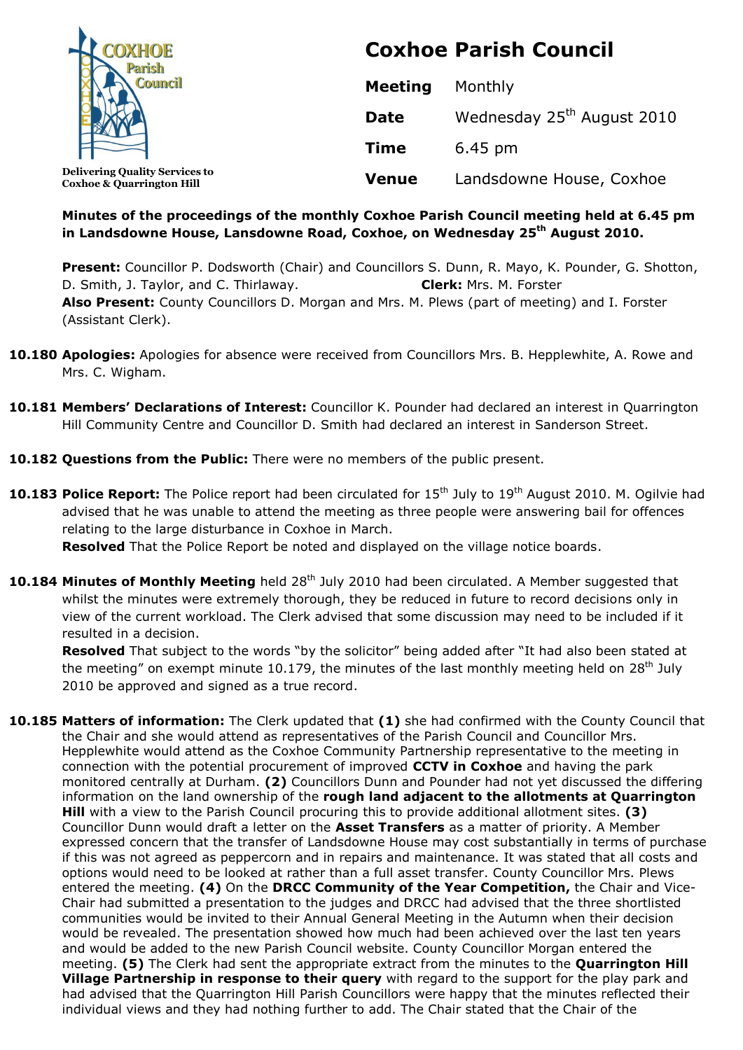Delivering Quality Services to Coxhoe & Quarrington Hill

# Coxhoe Parish Council

| | |
|---|---|
| **Meeting** | Monthly |
| **Date** | Wednesday 25th August 2010 |
| **Time** | 6.45 pm |
| **Venue** | Landsdowne House, Coxhoe |

**Minutes of the proceedings of the monthly Coxhoe Parish Council meeting held at 6.45 pm in Landsdowne House, Lansdowne Road, Coxhoe, on Wednesday 25th August 2010.**

**Present:** Councillor P. Dodsworth (Chair) and Councillors S. Dunn, R. Mayo, K. Pounder, G. Shotton, D. Smith, J. Taylor, and C. Thirlaway. **Clerk:** Mrs. M. Forster
**Also Present:** County Councillors D. Morgan and Mrs. M. Plews (part of meeting) and I. Forster (Assistant Clerk).

**10.180 Apologies:** Apologies for absence were received from Councillors Mrs. B. Hepplewhite, A. Rowe and Mrs. C. Wigham.

**10.181 Members' Declarations of Interest:** Councillor K. Pounder had declared an interest in Quarrington Hill Community Centre and Councillor D. Smith had declared an interest in Sanderson Street.

**10.182 Questions from the Public:** There were no members of the public present.

**10.183 Police Report:** The Police report had been circulated for 15th July to 19th August 2010. M. Ogilvie had advised that he was unable to attend the meeting as three people were answering bail for offences relating to the large disturbance in Coxhoe in March.
**Resolved** That the Police Report be noted and displayed on the village notice boards.

**10.184 Minutes of Monthly Meeting** held 28th July 2010 had been circulated. A Member suggested that whilst the minutes were extremely thorough, they be reduced in future to record decisions only in view of the current workload. The Clerk advised that some discussion may need to be included if it resulted in a decision.
**Resolved** That subject to the words "by the solicitor" being added after "It had also been stated at the meeting" on exempt minute 10.179, the minutes of the last monthly meeting held on 28th July 2010 be approved and signed as a true record.

**10.185 Matters of information:** The Clerk updated that **(1)** she had confirmed with the County Council that the Chair and she would attend as representatives of the Parish Council and Councillor Mrs. Hepplewhite would attend as the Coxhoe Community Partnership representative to the meeting in connection with the potential procurement of improved **CCTV in Coxhoe** and having the park monitored centrally at Durham. **(2)** Councillors Dunn and Pounder had not yet discussed the differing information on the land ownership of the **rough land adjacent to the allotments at Quarrington Hill** with a view to the Parish Council procuring this to provide additional allotment sites. **(3)** Councillor Dunn would draft a letter on the **Asset Transfers** as a matter of priority. A Member expressed concern that the transfer of Landsdowne House may cost substantially in terms of purchase if this was not agreed as peppercorn and in repairs and maintenance. It was stated that all costs and options would need to be looked at rather than a full asset transfer. County Councillor Mrs. Plews entered the meeting. **(4)** On the **DRCC Community of the Year Competition,** the Chair and Vice-Chair had submitted a presentation to the judges and DRCC had advised that the three shortlisted communities would be invited to their Annual General Meeting in the Autumn when their decision would be revealed. The presentation showed how much had been achieved over the last ten years and would be added to the new Parish Council website. County Councillor Morgan entered the meeting. **(5)** The Clerk had sent the appropriate extract from the minutes to the **Quarrington Hill Village Partnership in response to their query** with regard to the support for the play park and had advised that the Quarrington Hill Parish Councillors were happy that the minutes reflected their individual views and they had nothing further to add. The Chair stated that the Chair of the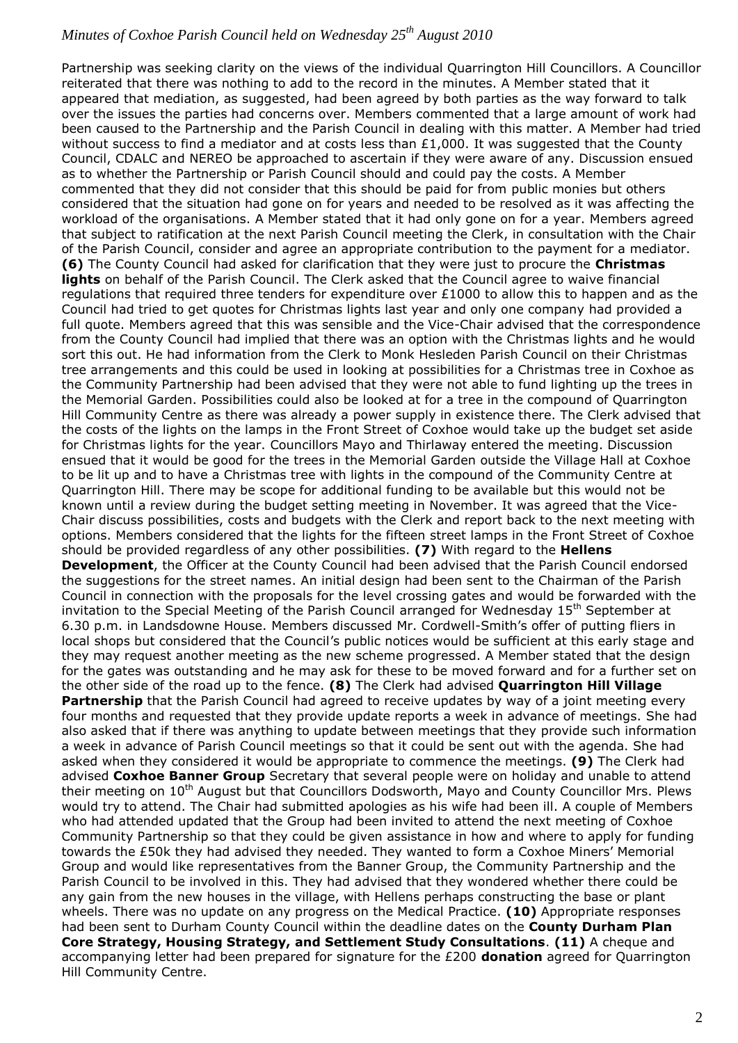Partnership was seeking clarity on the views of the individual Quarrington Hill Councillors. A Councillor reiterated that there was nothing to add to the record in the minutes. A Member stated that it appeared that mediation, as suggested, had been agreed by both parties as the way forward to talk over the issues the parties had concerns over. Members commented that a large amount of work had been caused to the Partnership and the Parish Council in dealing with this matter. A Member had tried without success to find a mediator and at costs less than £1,000. It was suggested that the County Council, CDALC and NEREO be approached to ascertain if they were aware of any. Discussion ensued as to whether the Partnership or Parish Council should and could pay the costs. A Member commented that they did not consider that this should be paid for from public monies but others considered that the situation had gone on for years and needed to be resolved as it was affecting the workload of the organisations. A Member stated that it had only gone on for a year. Members agreed that subject to ratification at the next Parish Council meeting the Clerk, in consultation with the Chair of the Parish Council, consider and agree an appropriate contribution to the payment for a mediator. **(6)** The County Council had asked for clarification that they were just to procure the **Christmas lights** on behalf of the Parish Council. The Clerk asked that the Council agree to waive financial regulations that required three tenders for expenditure over £1000 to allow this to happen and as the Council had tried to get quotes for Christmas lights last year and only one company had provided a full quote. Members agreed that this was sensible and the Vice-Chair advised that the correspondence from the County Council had implied that there was an option with the Christmas lights and he would sort this out. He had information from the Clerk to Monk Hesleden Parish Council on their Christmas tree arrangements and this could be used in looking at possibilities for a Christmas tree in Coxhoe as the Community Partnership had been advised that they were not able to fund lighting up the trees in the Memorial Garden. Possibilities could also be looked at for a tree in the compound of Quarrington Hill Community Centre as there was already a power supply in existence there. The Clerk advised that the costs of the lights on the lamps in the Front Street of Coxhoe would take up the budget set aside for Christmas lights for the year. Councillors Mayo and Thirlaway entered the meeting. Discussion ensued that it would be good for the trees in the Memorial Garden outside the Village Hall at Coxhoe to be lit up and to have a Christmas tree with lights in the compound of the Community Centre at Quarrington Hill. There may be scope for additional funding to be available but this would not be known until a review during the budget setting meeting in November. It was agreed that the Vice-Chair discuss possibilities, costs and budgets with the Clerk and report back to the next meeting with options. Members considered that the lights for the fifteen street lamps in the Front Street of Coxhoe should be provided regardless of any other possibilities. **(7)** With regard to the **Hellens Development**, the Officer at the County Council had been advised that the Parish Council endorsed the suggestions for the street names. An initial design had been sent to the Chairman of the Parish Council in connection with the proposals for the level crossing gates and would be forwarded with the invitation to the Special Meeting of the Parish Council arranged for Wednesday 15th September at 6.30 p.m. in Landsdowne House. Members discussed Mr. Cordwell-Smith's offer of putting fliers in local shops but considered that the Council's public notices would be sufficient at this early stage and they may request another meeting as the new scheme progressed. A Member stated that the design for the gates was outstanding and he may ask for these to be moved forward and for a further set on the other side of the road up to the fence. **(8)** The Clerk had advised **Quarrington Hill Village Partnership** that the Parish Council had agreed to receive updates by way of a joint meeting every four months and requested that they provide update reports a week in advance of meetings. She had also asked that if there was anything to update between meetings that they provide such information a week in advance of Parish Council meetings so that it could be sent out with the agenda. She had asked when they considered it would be appropriate to commence the meetings. **(9)** The Clerk had advised **Coxhoe Banner Group** Secretary that several people were on holiday and unable to attend their meeting on 10th August but that Councillors Dodsworth, Mayo and County Councillor Mrs. Plews would try to attend. The Chair had submitted apologies as his wife had been ill. A couple of Members who had attended updated that the Group had been invited to attend the next meeting of Coxhoe Community Partnership so that they could be given assistance in how and where to apply for funding towards the £50k they had advised they needed. They wanted to form a Coxhoe Miners' Memorial Group and would like representatives from the Banner Group, the Community Partnership and the Parish Council to be involved in this. They had advised that they wondered whether there could be any gain from the new houses in the village, with Hellens perhaps constructing the base or plant wheels. There was no update on any progress on the Medical Practice. **(10)** Appropriate responses had been sent to Durham County Council within the deadline dates on the **County Durham Plan Core Strategy, Housing Strategy, and Settlement Study Consultations**. **(11)** A cheque and accompanying letter had been prepared for signature for the £200 **donation** agreed for Quarrington Hill Community Centre.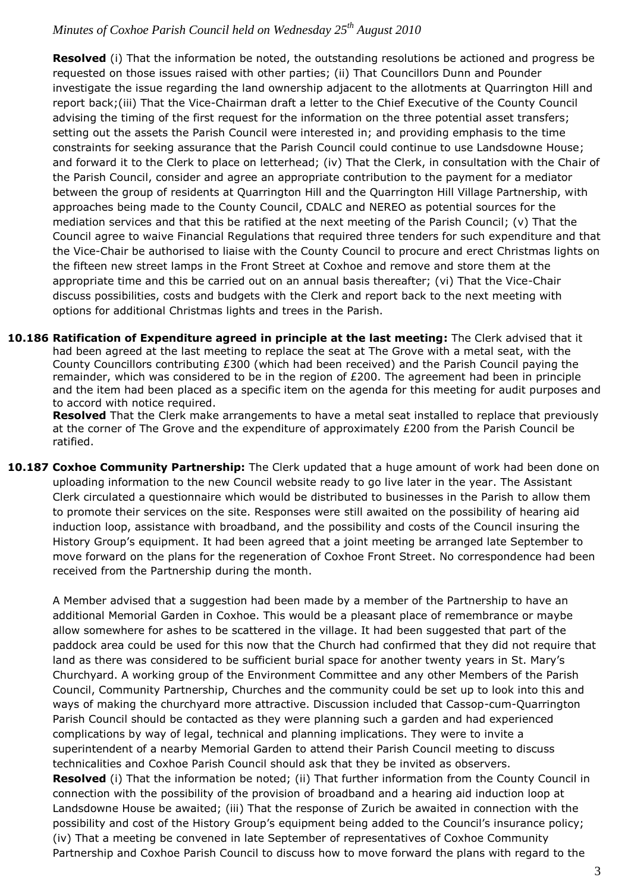**Resolved** (i) That the information be noted, the outstanding resolutions be actioned and progress be requested on those issues raised with other parties; (ii) That Councillors Dunn and Pounder investigate the issue regarding the land ownership adjacent to the allotments at Quarrington Hill and report back;(iii) That the Vice-Chairman draft a letter to the Chief Executive of the County Council advising the timing of the first request for the information on the three potential asset transfers; setting out the assets the Parish Council were interested in; and providing emphasis to the time constraints for seeking assurance that the Parish Council could continue to use Landsdowne House; and forward it to the Clerk to place on letterhead; (iv) That the Clerk, in consultation with the Chair of the Parish Council, consider and agree an appropriate contribution to the payment for a mediator between the group of residents at Quarrington Hill and the Quarrington Hill Village Partnership, with approaches being made to the County Council, CDALC and NEREO as potential sources for the mediation services and that this be ratified at the next meeting of the Parish Council; (v) That the Council agree to waive Financial Regulations that required three tenders for such expenditure and that the Vice-Chair be authorised to liaise with the County Council to procure and erect Christmas lights on the fifteen new street lamps in the Front Street at Coxhoe and remove and store them at the appropriate time and this be carried out on an annual basis thereafter; (vi) That the Vice-Chair discuss possibilities, costs and budgets with the Clerk and report back to the next meeting with options for additional Christmas lights and trees in the Parish.

**10.186 Ratification of Expenditure agreed in principle at the last meeting:** The Clerk advised that it had been agreed at the last meeting to replace the seat at The Grove with a metal seat, with the County Councillors contributing £300 (which had been received) and the Parish Council paying the remainder, which was considered to be in the region of £200. The agreement had been in principle and the item had been placed as a specific item on the agenda for this meeting for audit purposes and to accord with notice required.

**Resolved** That the Clerk make arrangements to have a metal seat installed to replace that previously at the corner of The Grove and the expenditure of approximately £200 from the Parish Council be ratified.

**10.187 Coxhoe Community Partnership:** The Clerk updated that a huge amount of work had been done on uploading information to the new Council website ready to go live later in the year. The Assistant Clerk circulated a questionnaire which would be distributed to businesses in the Parish to allow them to promote their services on the site. Responses were still awaited on the possibility of hearing aid induction loop, assistance with broadband, and the possibility and costs of the Council insuring the History Group's equipment. It had been agreed that a joint meeting be arranged late September to move forward on the plans for the regeneration of Coxhoe Front Street. No correspondence had been received from the Partnership during the month.

A Member advised that a suggestion had been made by a member of the Partnership to have an additional Memorial Garden in Coxhoe. This would be a pleasant place of remembrance or maybe allow somewhere for ashes to be scattered in the village. It had been suggested that part of the paddock area could be used for this now that the Church had confirmed that they did not require that land as there was considered to be sufficient burial space for another twenty years in St. Mary's Churchyard. A working group of the Environment Committee and any other Members of the Parish Council, Community Partnership, Churches and the community could be set up to look into this and ways of making the churchyard more attractive. Discussion included that Cassop-cum-Quarrington Parish Council should be contacted as they were planning such a garden and had experienced complications by way of legal, technical and planning implications. They were to invite a superintendent of a nearby Memorial Garden to attend their Parish Council meeting to discuss technicalities and Coxhoe Parish Council should ask that they be invited as observers.

**Resolved** (i) That the information be noted; (ii) That further information from the County Council in connection with the possibility of the provision of broadband and a hearing aid induction loop at Landsdowne House be awaited; (iii) That the response of Zurich be awaited in connection with the possibility and cost of the History Group's equipment being added to the Council's insurance policy; (iv) That a meeting be convened in late September of representatives of Coxhoe Community Partnership and Coxhoe Parish Council to discuss how to move forward the plans with regard to the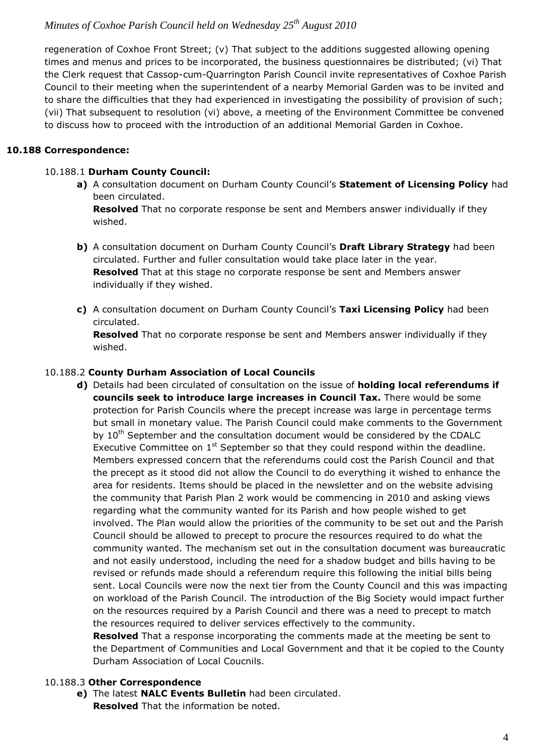regeneration of Coxhoe Front Street; (v) That subject to the additions suggested allowing opening times and menus and prices to be incorporated, the business questionnaires be distributed; (vi) That the Clerk request that Cassop-cum-Quarrington Parish Council invite representatives of Coxhoe Parish Council to their meeting when the superintendent of a nearby Memorial Garden was to be invited and to share the difficulties that they had experienced in investigating the possibility of provision of such; (vii) That subsequent to resolution (vi) above, a meeting of the Environment Committee be convened to discuss how to proceed with the introduction of an additional Memorial Garden in Coxhoe.

**10.188 Correspondence:**

10.188.1 **Durham County Council:**

**a)** A consultation document on Durham County Council's **Statement of Licensing Policy** had been circulated.
**Resolved** That no corporate response be sent and Members answer individually if they wished.

**b)** A consultation document on Durham County Council's **Draft Library Strategy** had been circulated. Further and fuller consultation would take place later in the year.
**Resolved** That at this stage no corporate response be sent and Members answer individually if they wished.

**c)** A consultation document on Durham County Council's **Taxi Licensing Policy** had been circulated.
**Resolved** That no corporate response be sent and Members answer individually if they wished.

10.188.2 **County Durham Association of Local Councils**

**d)** Details had been circulated of consultation on the issue of **holding local referendums if councils seek to introduce large increases in Council Tax.** There would be some protection for Parish Councils where the precept increase was large in percentage terms but small in monetary value. The Parish Council could make comments to the Government by 10th September and the consultation document would be considered by the CDALC Executive Committee on 1st September so that they could respond within the deadline. Members expressed concern that the referendums could cost the Parish Council and that the precept as it stood did not allow the Council to do everything it wished to enhance the area for residents. Items should be placed in the newsletter and on the website advising the community that Parish Plan 2 work would be commencing in 2010 and asking views regarding what the community wanted for its Parish and how people wished to get involved. The Plan would allow the priorities of the community to be set out and the Parish Council should be allowed to precept to procure the resources required to do what the community wanted. The mechanism set out in the consultation document was bureaucratic and not easily understood, including the need for a shadow budget and bills having to be revised or refunds made should a referendum require this following the initial bills being sent. Local Councils were now the next tier from the County Council and this was impacting on workload of the Parish Council. The introduction of the Big Society would impact further on the resources required by a Parish Council and there was a need to precept to match the resources required to deliver services effectively to the community.
**Resolved** That a response incorporating the comments made at the meeting be sent to the Department of Communities and Local Government and that it be copied to the County Durham Association of Local Coucnils.

10.188.3 **Other Correspondence**

**e)** The latest **NALC Events Bulletin** had been circulated.
**Resolved** That the information be noted.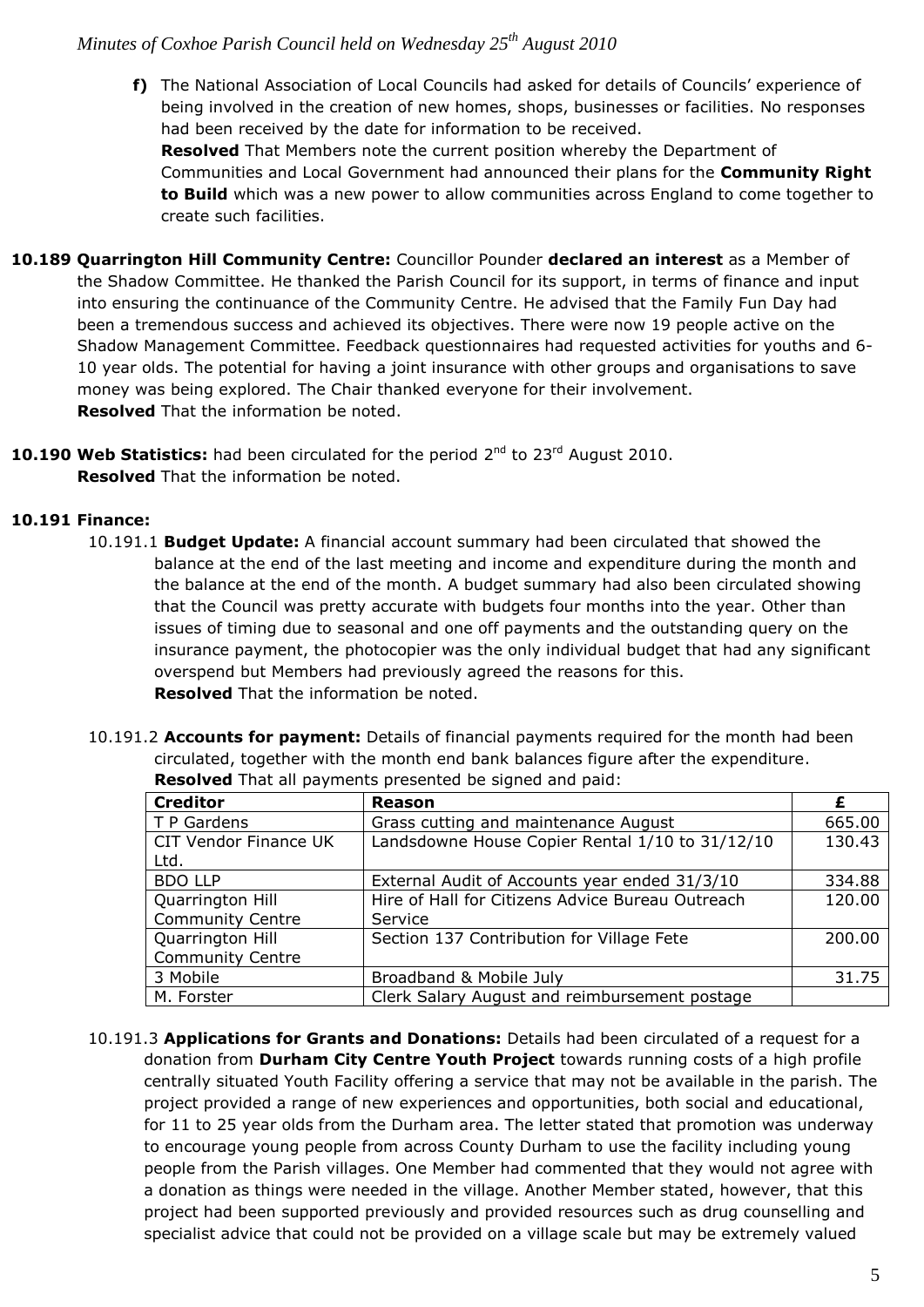**f)** The National Association of Local Councils had asked for details of Councils' experience of being involved in the creation of new homes, shops, businesses or facilities. No responses had been received by the date for information to be received.
**Resolved** That Members note the current position whereby the Department of Communities and Local Government had announced their plans for the **Community Right to Build** which was a new power to allow communities across England to come together to create such facilities.

**10.189 Quarrington Hill Community Centre:** Councillor Pounder **declared an interest** as a Member of the Shadow Committee. He thanked the Parish Council for its support, in terms of finance and input into ensuring the continuance of the Community Centre. He advised that the Family Fun Day had been a tremendous success and achieved its objectives. There were now 19 people active on the Shadow Management Committee. Feedback questionnaires had requested activities for youths and 6-10 year olds. The potential for having a joint insurance with other groups and organisations to save money was being explored. The Chair thanked everyone for their involvement.
**Resolved** That the information be noted.

**10.190 Web Statistics:** had been circulated for the period 2nd to 23rd August 2010.
**Resolved** That the information be noted.

**10.191 Finance:**

10.191.1 **Budget Update:** A financial account summary had been circulated that showed the balance at the end of the last meeting and income and expenditure during the month and the balance at the end of the month. A budget summary had also been circulated showing that the Council was pretty accurate with budgets four months into the year. Other than issues of timing due to seasonal and one off payments and the outstanding query on the insurance payment, the photocopier was the only individual budget that had any significant overspend but Members had previously agreed the reasons for this.
**Resolved** That the information be noted.

10.191.2 **Accounts for payment:** Details of financial payments required for the month had been circulated, together with the month end bank balances figure after the expenditure.
**Resolved** That all payments presented be signed and paid:

| Creditor | Reason | £ |
|---|---|---|
| T P Gardens | Grass cutting and maintenance August | 665.00 |
| CIT Vendor Finance UK Ltd. | Landsdowne House Copier Rental 1/10 to 31/12/10 | 130.43 |
| BDO LLP | External Audit of Accounts year ended 31/3/10 | 334.88 |
| Quarrington Hill Community Centre | Hire of Hall for Citizens Advice Bureau Outreach Service | 120.00 |
| Quarrington Hill Community Centre | Section 137 Contribution for Village Fete | 200.00 |
| 3 Mobile | Broadband & Mobile July | 31.75 |
| M. Forster | Clerk Salary August and reimbursement postage | |

10.191.3 **Applications for Grants and Donations:** Details had been circulated of a request for a donation from **Durham City Centre Youth Project** towards running costs of a high profile centrally situated Youth Facility offering a service that may not be available in the parish. The project provided a range of new experiences and opportunities, both social and educational, for 11 to 25 year olds from the Durham area. The letter stated that promotion was underway to encourage young people from across County Durham to use the facility including young people from the Parish villages. One Member had commented that they would not agree with a donation as things were needed in the village. Another Member stated, however, that this project had been supported previously and provided resources such as drug counselling and specialist advice that could not be provided on a village scale but may be extremely valued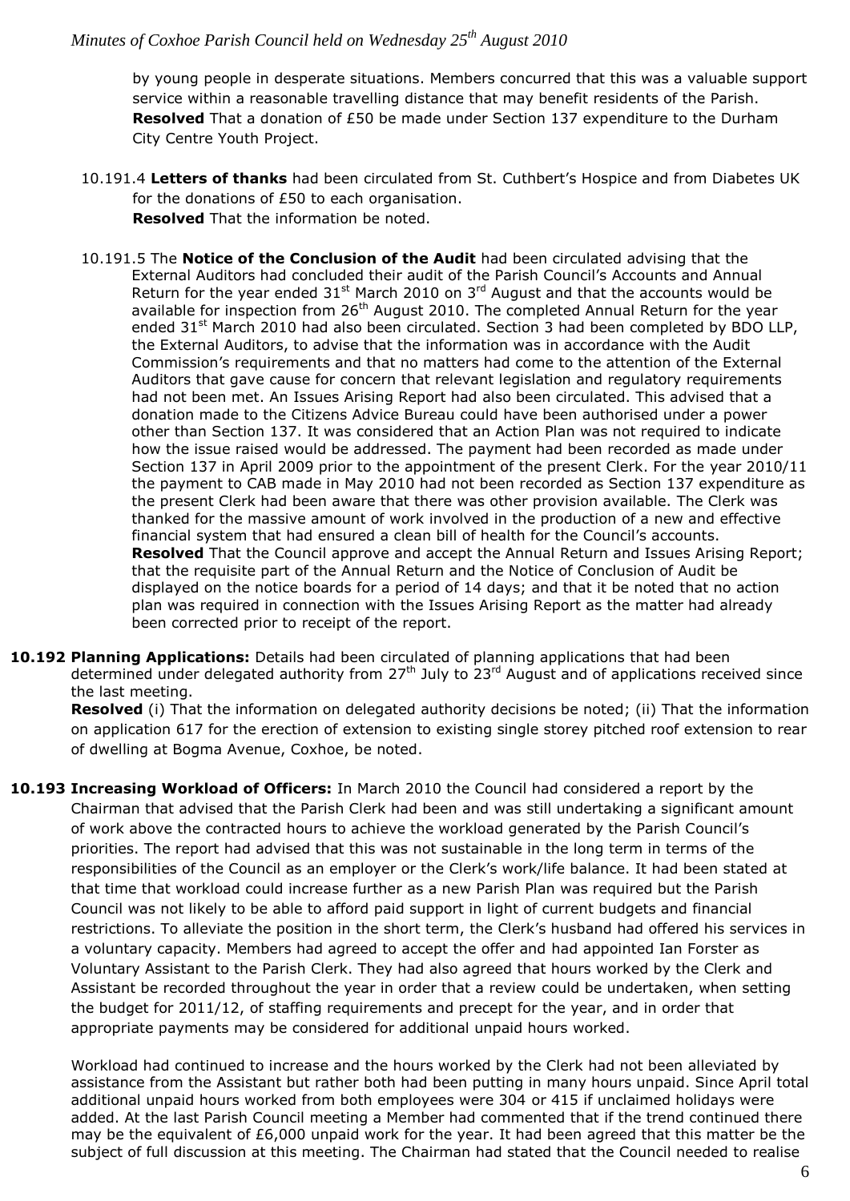by young people in desperate situations. Members concurred that this was a valuable support service within a reasonable travelling distance that may benefit residents of the Parish. **Resolved** That a donation of £50 be made under Section 137 expenditure to the Durham City Centre Youth Project.

10.191.4 **Letters of thanks** had been circulated from St. Cuthbert's Hospice and from Diabetes UK for the donations of £50 to each organisation.
**Resolved** That the information be noted.

10.191.5 The **Notice of the Conclusion of the Audit** had been circulated advising that the External Auditors had concluded their audit of the Parish Council's Accounts and Annual Return for the year ended 31st March 2010 on 3rd August and that the accounts would be available for inspection from 26th August 2010. The completed Annual Return for the year ended 31st March 2010 had also been circulated. Section 3 had been completed by BDO LLP, the External Auditors, to advise that the information was in accordance with the Audit Commission's requirements and that no matters had come to the attention of the External Auditors that gave cause for concern that relevant legislation and regulatory requirements had not been met. An Issues Arising Report had also been circulated. This advised that a donation made to the Citizens Advice Bureau could have been authorised under a power other than Section 137. It was considered that an Action Plan was not required to indicate how the issue raised would be addressed. The payment had been recorded as made under Section 137 in April 2009 prior to the appointment of the present Clerk. For the year 2010/11 the payment to CAB made in May 2010 had not been recorded as Section 137 expenditure as the present Clerk had been aware that there was other provision available. The Clerk was thanked for the massive amount of work involved in the production of a new and effective financial system that had ensured a clean bill of health for the Council's accounts.
**Resolved** That the Council approve and accept the Annual Return and Issues Arising Report; that the requisite part of the Annual Return and the Notice of Conclusion of Audit be displayed on the notice boards for a period of 14 days; and that it be noted that no action plan was required in connection with the Issues Arising Report as the matter had already been corrected prior to receipt of the report.

**10.192 Planning Applications:** Details had been circulated of planning applications that had been determined under delegated authority from 27th July to 23rd August and of applications received since the last meeting.
**Resolved** (i) That the information on delegated authority decisions be noted; (ii) That the information on application 617 for the erection of extension to existing single storey pitched roof extension to rear of dwelling at Bogma Avenue, Coxhoe, be noted.

**10.193 Increasing Workload of Officers:** In March 2010 the Council had considered a report by the Chairman that advised that the Parish Clerk had been and was still undertaking a significant amount of work above the contracted hours to achieve the workload generated by the Parish Council's priorities. The report had advised that this was not sustainable in the long term in terms of the responsibilities of the Council as an employer or the Clerk's work/life balance. It had been stated at that time that workload could increase further as a new Parish Plan was required but the Parish Council was not likely to be able to afford paid support in light of current budgets and financial restrictions. To alleviate the position in the short term, the Clerk's husband had offered his services in a voluntary capacity. Members had agreed to accept the offer and had appointed Ian Forster as Voluntary Assistant to the Parish Clerk. They had also agreed that hours worked by the Clerk and Assistant be recorded throughout the year in order that a review could be undertaken, when setting the budget for 2011/12, of staffing requirements and precept for the year, and in order that appropriate payments may be considered for additional unpaid hours worked.

Workload had continued to increase and the hours worked by the Clerk had not been alleviated by assistance from the Assistant but rather both had been putting in many hours unpaid. Since April total additional unpaid hours worked from both employees were 304 or 415 if unclaimed holidays were added. At the last Parish Council meeting a Member had commented that if the trend continued there may be the equivalent of £6,000 unpaid work for the year. It had been agreed that this matter be the subject of full discussion at this meeting. The Chairman had stated that the Council needed to realise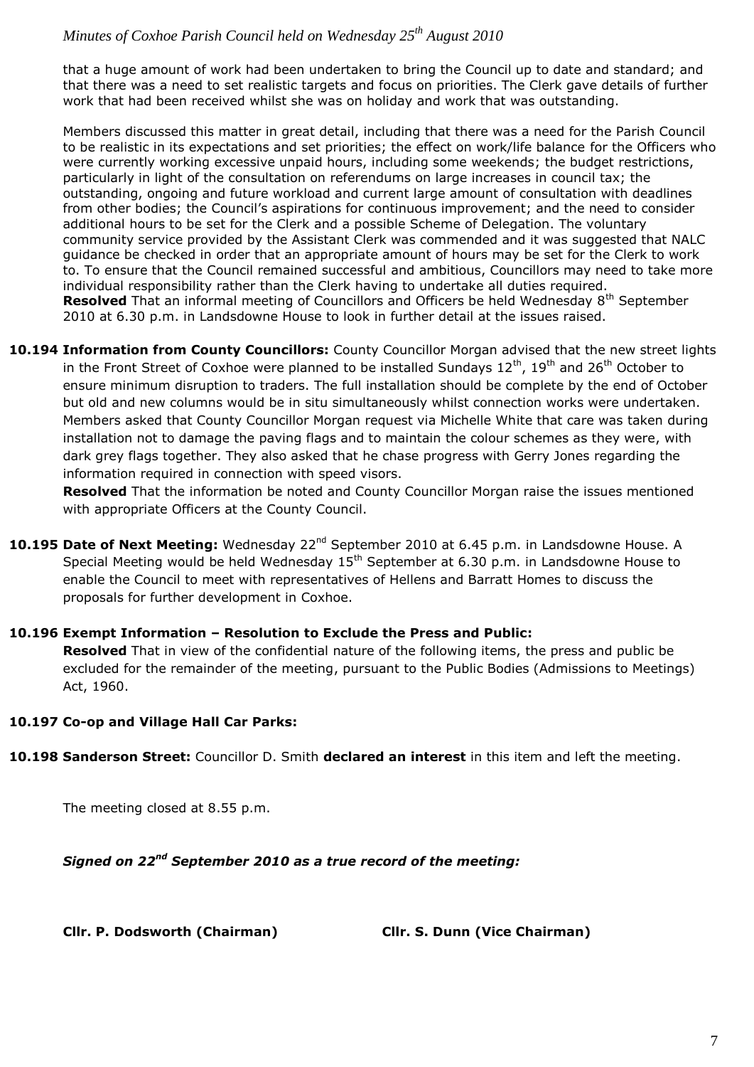that a huge amount of work had been undertaken to bring the Council up to date and standard; and that there was a need to set realistic targets and focus on priorities. The Clerk gave details of further work that had been received whilst she was on holiday and work that was outstanding.

Members discussed this matter in great detail, including that there was a need for the Parish Council to be realistic in its expectations and set priorities; the effect on work/life balance for the Officers who were currently working excessive unpaid hours, including some weekends; the budget restrictions, particularly in light of the consultation on referendums on large increases in council tax; the outstanding, ongoing and future workload and current large amount of consultation with deadlines from other bodies; the Council's aspirations for continuous improvement; and the need to consider additional hours to be set for the Clerk and a possible Scheme of Delegation. The voluntary community service provided by the Assistant Clerk was commended and it was suggested that NALC guidance be checked in order that an appropriate amount of hours may be set for the Clerk to work to. To ensure that the Council remained successful and ambitious, Councillors may need to take more individual responsibility rather than the Clerk having to undertake all duties required.
**Resolved** That an informal meeting of Councillors and Officers be held Wednesday 8th September 2010 at 6.30 p.m. in Landsdowne House to look in further detail at the issues raised.

**10.194 Information from County Councillors:** County Councillor Morgan advised that the new street lights in the Front Street of Coxhoe were planned to be installed Sundays 12th, 19th and 26th October to ensure minimum disruption to traders. The full installation should be complete by the end of October but old and new columns would be in situ simultaneously whilst connection works were undertaken. Members asked that County Councillor Morgan request via Michelle White that care was taken during installation not to damage the paving flags and to maintain the colour schemes as they were, with dark grey flags together. They also asked that he chase progress with Gerry Jones regarding the information required in connection with speed visors.
**Resolved** That the information be noted and County Councillor Morgan raise the issues mentioned with appropriate Officers at the County Council.

**10.195 Date of Next Meeting:** Wednesday 22nd September 2010 at 6.45 p.m. in Landsdowne House. A Special Meeting would be held Wednesday 15th September at 6.30 p.m. in Landsdowne House to enable the Council to meet with representatives of Hellens and Barratt Homes to discuss the proposals for further development in Coxhoe.

**10.196 Exempt Information – Resolution to Exclude the Press and Public:**
**Resolved** That in view of the confidential nature of the following items, the press and public be excluded for the remainder of the meeting, pursuant to the Public Bodies (Admissions to Meetings) Act, 1960.

**10.197 Co-op and Village Hall Car Parks:**

**10.198 Sanderson Street:** Councillor D. Smith **declared an interest** in this item and left the meeting.

The meeting closed at 8.55 p.m.

***Signed on 22nd September 2010 as a true record of the meeting:***

**Cllr. P. Dodsworth (Chairman)** **Cllr. S. Dunn (Vice Chairman)**